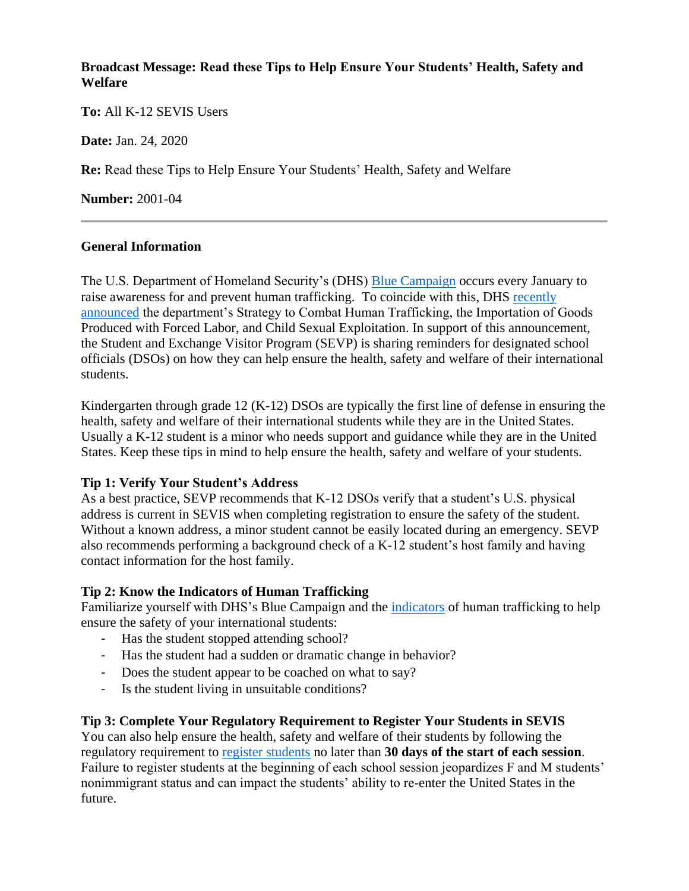**Broadcast Message: Read these Tips to Help Ensure Your Students' Health, Safety and Welfare**

**To:** All K-12 SEVIS Users

**Date:** Jan. 24, 2020

**Re:** Read these Tips to Help Ensure Your Students' Health, Safety and Welfare

**Number:** 2001-04

---

**General Information**

The U.S. Department of Homeland Security's (DHS) Blue Campaign occurs every January to raise awareness for and prevent human trafficking. To coincide with this, DHS recently announced the department's Strategy to Combat Human Trafficking, the Importation of Goods Produced with Forced Labor, and Child Sexual Exploitation. In support of this announcement, the Student and Exchange Visitor Program (SEVP) is sharing reminders for designated school officials (DSOs) on how they can help ensure the health, safety and welfare of their international students.

Kindergarten through grade 12 (K-12) DSOs are typically the first line of defense in ensuring the health, safety and welfare of their international students while they are in the United States. Usually a K-12 student is a minor who needs support and guidance while they are in the United States. Keep these tips in mind to help ensure the health, safety and welfare of your students.

**Tip 1: Verify Your Student's Address**
As a best practice, SEVP recommends that K-12 DSOs verify that a student's U.S. physical address is current in SEVIS when completing registration to ensure the safety of the student. Without a known address, a minor student cannot be easily located during an emergency. SEVP also recommends performing a background check of a K-12 student's host family and having contact information for the host family.

**Tip 2: Know the Indicators of Human Trafficking**
Familiarize yourself with DHS's Blue Campaign and the indicators of human trafficking to help ensure the safety of your international students:

- Has the student stopped attending school?
- Has the student had a sudden or dramatic change in behavior?
- Does the student appear to be coached on what to say?
- Is the student living in unsuitable conditions?

**Tip 3: Complete Your Regulatory Requirement to Register Your Students in SEVIS**
You can also help ensure the health, safety and welfare of their students by following the regulatory requirement to register students no later than **30 days of the start of each session**. Failure to register students at the beginning of each school session jeopardizes F and M students' nonimmigrant status and can impact the students' ability to re-enter the United States in the future.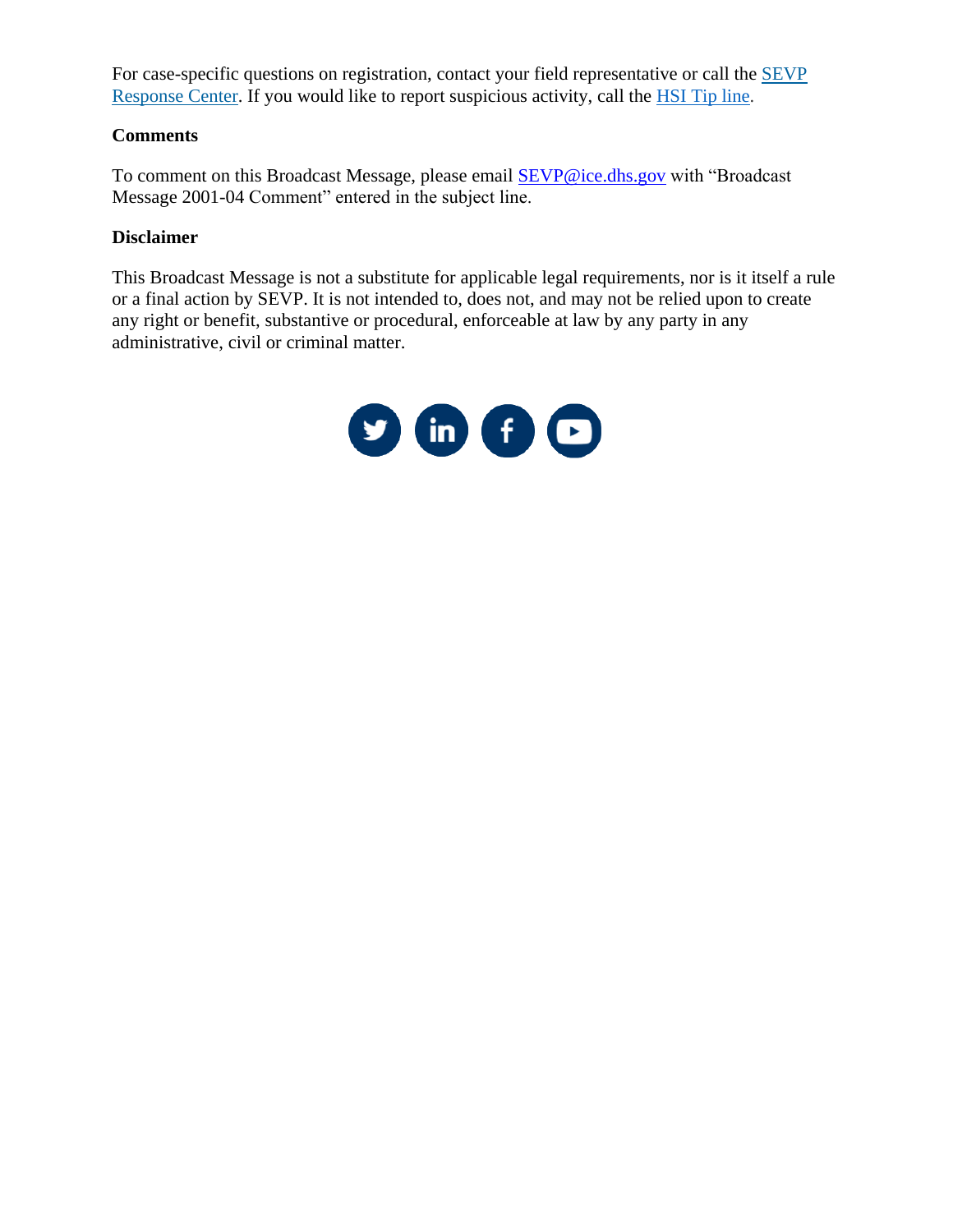For case-specific questions on registration, contact your field representative or call the SEVP Response Center. If you would like to report suspicious activity, call the HSI Tip line.

**Comments**

To comment on this Broadcast Message, please email SEVP@ice.dhs.gov with "Broadcast Message 2001-04 Comment" entered in the subject line.

**Disclaimer**

This Broadcast Message is not a substitute for applicable legal requirements, nor is it itself a rule or a final action by SEVP. It is not intended to, does not, and may not be relied upon to create any right or benefit, substantive or procedural, enforceable at law by any party in any administrative, civil or criminal matter.